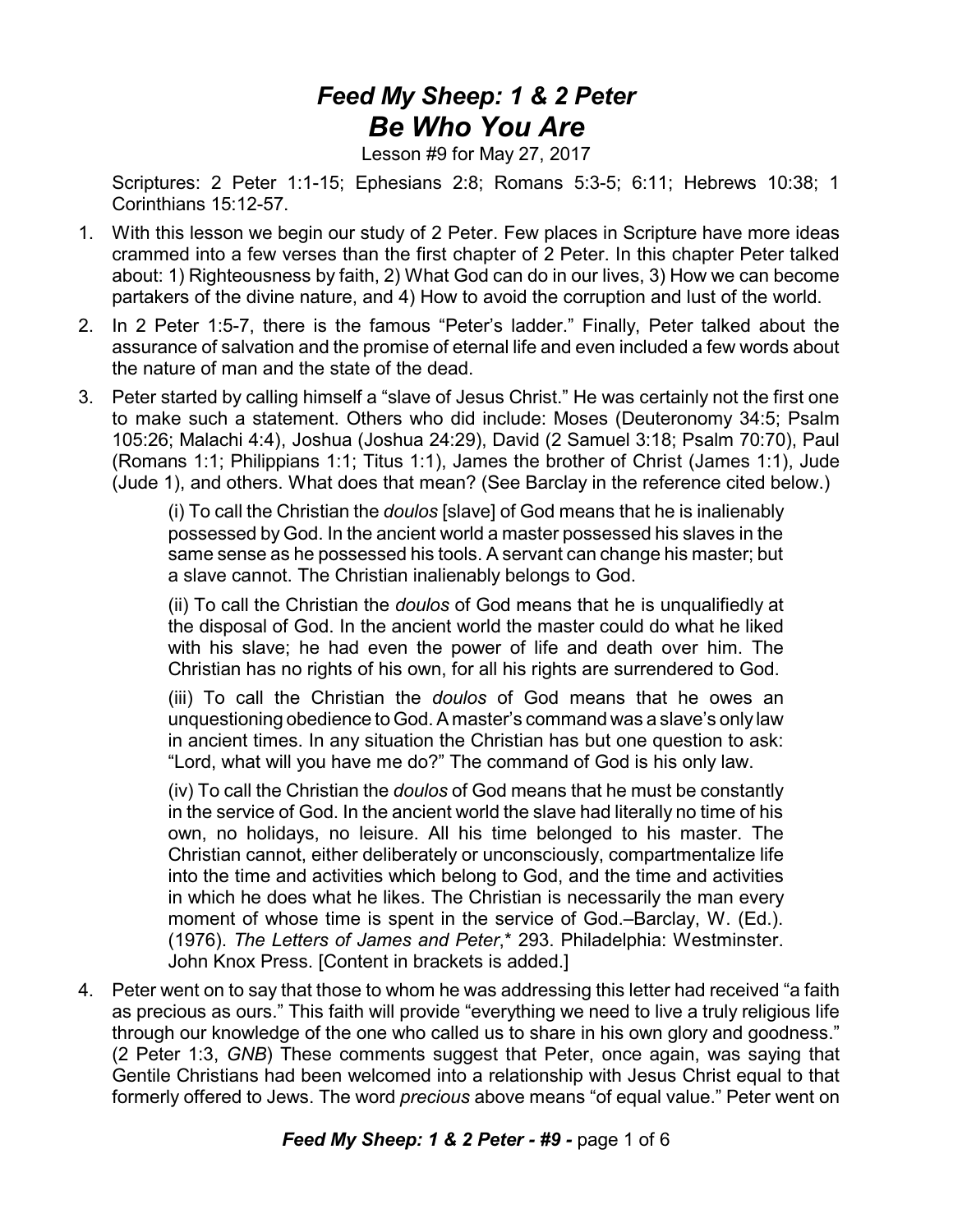# *Feed My Sheep: 1 & 2 Peter*
## *Be Who You Are*

Lesson #9 for May 27, 2017

Scriptures: 2 Peter 1:1-15; Ephesians 2:8; Romans 5:3-5; 6:11; Hebrews 10:38; 1 Corinthians 15:12-57.

1. With this lesson we begin our study of 2 Peter. Few places in Scripture have more ideas crammed into a few verses than the first chapter of 2 Peter. In this chapter Peter talked about: 1) Righteousness by faith, 2) What God can do in our lives, 3) How we can become partakers of the divine nature, and 4) How to avoid the corruption and lust of the world.
2. In 2 Peter 1:5-7, there is the famous "Peter's ladder." Finally, Peter talked about the assurance of salvation and the promise of eternal life and even included a few words about the nature of man and the state of the dead.
3. Peter started by calling himself a "slave of Jesus Christ." He was certainly not the first one to make such a statement. Others who did include: Moses (Deuteronomy 34:5; Psalm 105:26; Malachi 4:4), Joshua (Joshua 24:29), David (2 Samuel 3:18; Psalm 70:70), Paul (Romans 1:1; Philippians 1:1; Titus 1:1), James the brother of Christ (James 1:1), Jude (Jude 1), and others. What does that mean? (See Barclay in the reference cited below.)

   > (i) To call the Christian the *doulos* [slave] of God means that he is inalienably possessed by God. In the ancient world a master possessed his slaves in the same sense as he possessed his tools. A servant can change his master; but a slave cannot. The Christian inalienably belongs to God.
   >
   > (ii) To call the Christian the *doulos* of God means that he is unqualifiedly at the disposal of God. In the ancient world the master could do what he liked with his slave; he had even the power of life and death over him. The Christian has no rights of his own, for all his rights are surrendered to God.
   >
   > (iii) To call the Christian the *doulos* of God means that he owes an unquestioning obedience to God. A master's command was a slave's only law in ancient times. In any situation the Christian has but one question to ask: "Lord, what will you have me do?" The command of God is his only law.
   >
   > (iv) To call the Christian the *doulos* of God means that he must be constantly in the service of God. In the ancient world the slave had literally no time of his own, no holidays, no leisure. All his time belonged to his master. The Christian cannot, either deliberately or unconsciously, compartmentalize life into the time and activities which belong to God, and the time and activities in which he does what he likes. The Christian is necessarily the man every moment of whose time is spent in the service of God.–Barclay, W. (Ed.). (1976). *The Letters of James and Peter*,* 293. Philadelphia: Westminster. John Knox Press. [Content in brackets is added.]

4. Peter went on to say that those to whom he was addressing this letter had received "a faith as precious as ours." This faith will provide "everything we need to live a truly religious life through our knowledge of the one who called us to share in his own glory and goodness." (2 Peter 1:3, *GNB*) These comments suggest that Peter, once again, was saying that Gentile Christians had been welcomed into a relationship with Jesus Christ equal to that formerly offered to Jews. The word *precious* above means "of equal value." Peter went on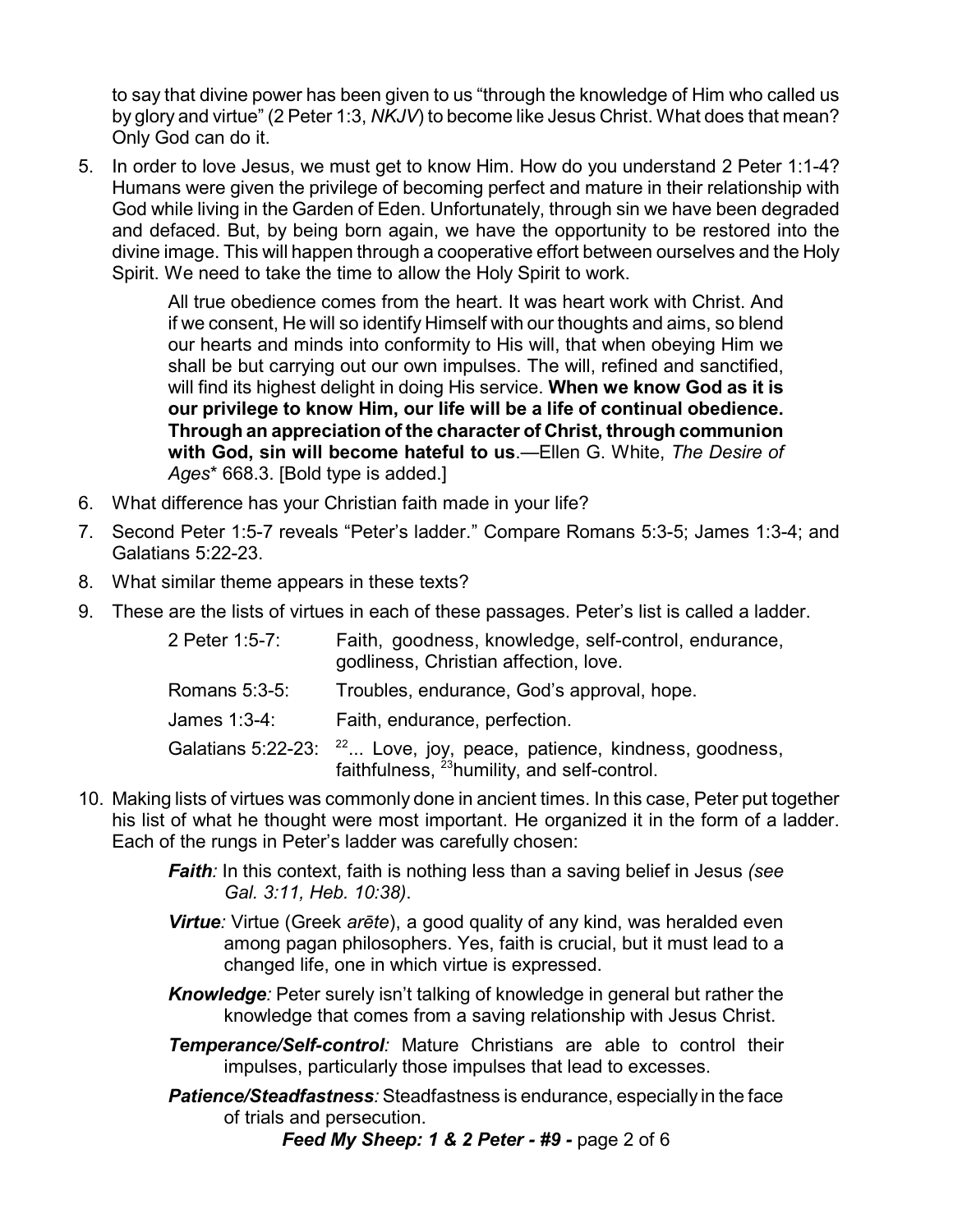to say that divine power has been given to us "through the knowledge of Him who called us by glory and virtue" (2 Peter 1:3, *NKJV*) to become like Jesus Christ. What does that mean? Only God can do it.

5. In order to love Jesus, we must get to know Him. How do you understand 2 Peter 1:1-4? Humans were given the privilege of becoming perfect and mature in their relationship with God while living in the Garden of Eden. Unfortunately, through sin we have been degraded and defaced. But, by being born again, we have the opportunity to be restored into the divine image. This will happen through a cooperative effort between ourselves and the Holy Spirit. We need to take the time to allow the Holy Spirit to work.

   > All true obedience comes from the heart. It was heart work with Christ. And if we consent, He will so identify Himself with our thoughts and aims, so blend our hearts and minds into conformity to His will, that when obeying Him we shall be but carrying out our own impulses. The will, refined and sanctified, will find its highest delight in doing His service. **When we know God as it is our privilege to know Him, our life will be a life of continual obedience. Through an appreciation of the character of Christ, through communion with God, sin will become hateful to us**.—Ellen G. White, *The Desire of Ages*\* 668.3. [Bold type is added.]

6. What difference has your Christian faith made in your life?
7. Second Peter 1:5-7 reveals "Peter's ladder." Compare Romans 5:3-5; James 1:3-4; and Galatians 5:22-23.
8. What similar theme appears in these texts?
9. These are the lists of virtues in each of these passages. Peter's list is called a ladder.

| | |
|---|---|
| 2 Peter 1:5-7: | Faith, goodness, knowledge, self-control, endurance, godliness, Christian affection, love. |
| Romans 5:3-5: | Troubles, endurance, God's approval, hope. |
| James 1:3-4: | Faith, endurance, perfection. |
| Galatians 5:22-23: | [22]... Love, joy, peace, patience, kindness, goodness, faithfulness, [23]humility, and self-control. |

10. Making lists of virtues was commonly done in ancient times. In this case, Peter put together his list of what he thought were most important. He organized it in the form of a ladder. Each of the rungs in Peter's ladder was carefully chosen:

    ***Faith**:* In this context, faith is nothing less than a saving belief in Jesus *(see Gal. 3:11, Heb. 10:38)*.

    ***Virtue**:* Virtue (Greek *arētē*), a good quality of any kind, was heralded even among pagan philosophers. Yes, faith is crucial, but it must lead to a changed life, one in which virtue is expressed.

    ***Knowledge**:* Peter surely isn't talking of knowledge in general but rather the knowledge that comes from a saving relationship with Jesus Christ.

    ***Temperance/Self-control**:* Mature Christians are able to control their impulses, particularly those impulses that lead to excesses.

    ***Patience/Steadfastness**:* Steadfastness is endurance, especially in the face of trials and persecution.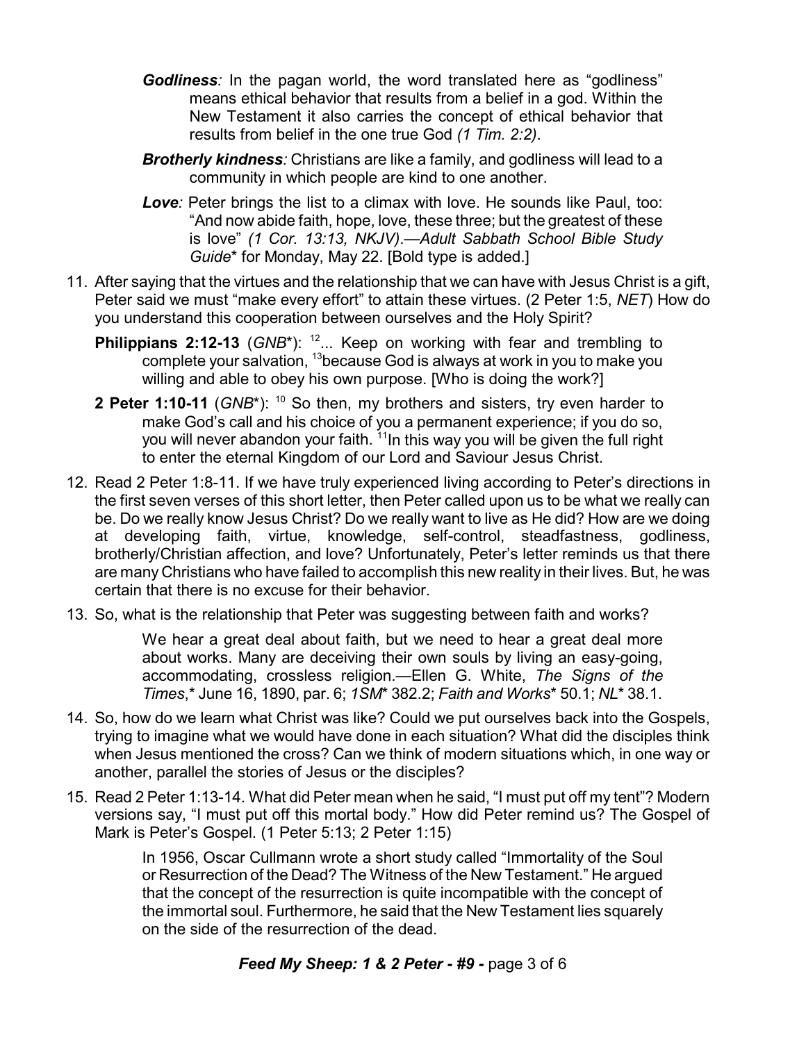*Godliness:* In the pagan world, the word translated here as "godliness" means ethical behavior that results from a belief in a god. Within the New Testament it also carries the concept of ethical behavior that results from belief in the one true God *(1 Tim. 2:2)*.

*Brotherly kindness:* Christians are like a family, and godliness will lead to a community in which people are kind to one another.

*Love:* Peter brings the list to a climax with love. He sounds like Paul, too: "And now abide faith, hope, love, these three; but the greatest of these is love" *(1 Cor. 13:13, NKJV)*.—*Adult Sabbath School Bible Study Guide*\* for Monday, May 22. [Bold type is added.]

11. After saying that the virtues and the relationship that we can have with Jesus Christ is a gift, Peter said we must "make every effort" to attain these virtues. (2 Peter 1:5, *NET*) How do you understand this cooperation between ourselves and the Holy Spirit?

    **Philippians 2:12-13** (*GNB*\*): [12]... Keep on working with fear and trembling to complete your salvation, [13]because God is always at work in you to make you willing and able to obey his own purpose. [Who is doing the work?]

    **2 Peter 1:10-11** (*GNB*\*): [10] So then, my brothers and sisters, try even harder to make God's call and his choice of you a permanent experience; if you do so, you will never abandon your faith. [11]In this way you will be given the full right to enter the eternal Kingdom of our Lord and Saviour Jesus Christ.

12. Read 2 Peter 1:8-11. If we have truly experienced living according to Peter's directions in the first seven verses of this short letter, then Peter called upon us to be what we really can be. Do we really know Jesus Christ? Do we really want to live as He did? How are we doing at developing faith, virtue, knowledge, self-control, steadfastness, godliness, brotherly/Christian affection, and love? Unfortunately, Peter's letter reminds us that there are many Christians who have failed to accomplish this new reality in their lives. But, he was certain that there is no excuse for their behavior.

13. So, what is the relationship that Peter was suggesting between faith and works?

    > We hear a great deal about faith, but we need to hear a great deal more about works. Many are deceiving their own souls by living an easy-going, accommodating, crossless religion.—Ellen G. White, *The Signs of the Times*,\* June 16, 1890, par. 6; *1SM*\* 382.2; *Faith and Works*\* 50.1; *NL*\* 38.1.

14. So, how do we learn what Christ was like? Could we put ourselves back into the Gospels, trying to imagine what we would have done in each situation? What did the disciples think when Jesus mentioned the cross? Can we think of modern situations which, in one way or another, parallel the stories of Jesus or the disciples?

15. Read 2 Peter 1:13-14. What did Peter mean when he said, "I must put off my tent"? Modern versions say, "I must put off this mortal body." How did Peter remind us? The Gospel of Mark is Peter's Gospel. (1 Peter 5:13; 2 Peter 1:15)

    > In 1956, Oscar Cullmann wrote a short study called "Immortality of the Soul or Resurrection of the Dead? The Witness of the New Testament." He argued that the concept of the resurrection is quite incompatible with the concept of the immortal soul. Furthermore, he said that the New Testament lies squarely on the side of the resurrection of the dead.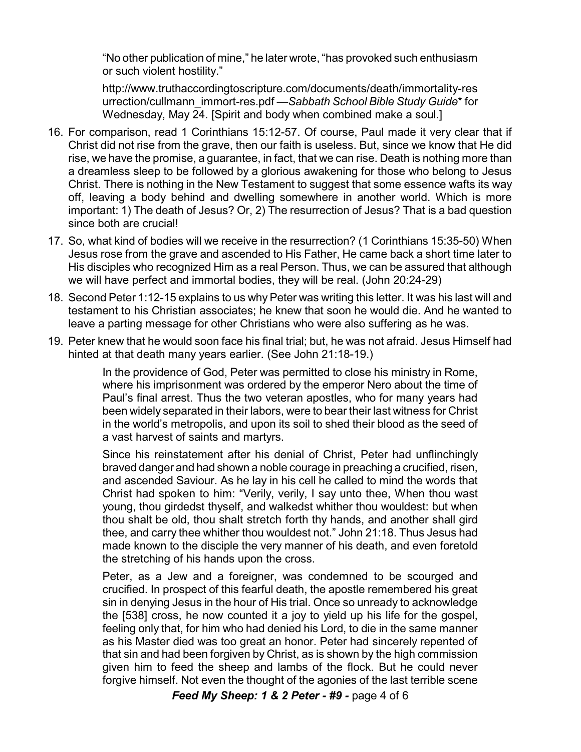> "No other publication of mine," he later wrote, "has provoked such enthusiasm or such violent hostility."
>
> http://www.truthaccordingtoscripture.com/documents/death/immortality-resurrection/cullmann_immort-res.pdf —*Sabbath School Bible Study Guide** for Wednesday, May 24. [Spirit and body when combined make a soul.]

16. For comparison, read 1 Corinthians 15:12-57. Of course, Paul made it very clear that if Christ did not rise from the grave, then our faith is useless. But, since we know that He did rise, we have the promise, a guarantee, in fact, that we can rise. Death is nothing more than a dreamless sleep to be followed by a glorious awakening for those who belong to Jesus Christ. There is nothing in the New Testament to suggest that some essence wafts its way off, leaving a body behind and dwelling somewhere in another world. Which is more important: 1) The death of Jesus? Or, 2) The resurrection of Jesus? That is a bad question since both are crucial!

17. So, what kind of bodies will we receive in the resurrection? (1 Corinthians 15:35-50) When Jesus rose from the grave and ascended to His Father, He came back a short time later to His disciples who recognized Him as a real Person. Thus, we can be assured that although we will have perfect and immortal bodies, they will be real. (John 20:24-29)

18. Second Peter 1:12-15 explains to us why Peter was writing this letter. It was his last will and testament to his Christian associates; he knew that soon he would die. And he wanted to leave a parting message for other Christians who were also suffering as he was.

19. Peter knew that he would soon face his final trial; but, he was not afraid. Jesus Himself had hinted at that death many years earlier. (See John 21:18-19.)

> In the providence of God, Peter was permitted to close his ministry in Rome, where his imprisonment was ordered by the emperor Nero about the time of Paul's final arrest. Thus the two veteran apostles, who for many years had been widely separated in their labors, were to bear their last witness for Christ in the world's metropolis, and upon its soil to shed their blood as the seed of a vast harvest of saints and martyrs.
>
> Since his reinstatement after his denial of Christ, Peter had unflinchingly braved danger and had shown a noble courage in preaching a crucified, risen, and ascended Saviour. As he lay in his cell he called to mind the words that Christ had spoken to him: "Verily, verily, I say unto thee, When thou wast young, thou girdedst thyself, and walkedst whither thou wouldest: but when thou shalt be old, thou shalt stretch forth thy hands, and another shall gird thee, and carry thee whither thou wouldest not." John 21:18. Thus Jesus had made known to the disciple the very manner of his death, and even foretold the stretching of his hands upon the cross.
>
> Peter, as a Jew and a foreigner, was condemned to be scourged and crucified. In prospect of this fearful death, the apostle remembered his great sin in denying Jesus in the hour of His trial. Once so unready to acknowledge the [538] cross, he now counted it a joy to yield up his life for the gospel, feeling only that, for him who had denied his Lord, to die in the same manner as his Master died was too great an honor. Peter had sincerely repented of that sin and had been forgiven by Christ, as is shown by the high commission given him to feed the sheep and lambs of the flock. But he could never forgive himself. Not even the thought of the agonies of the last terrible scene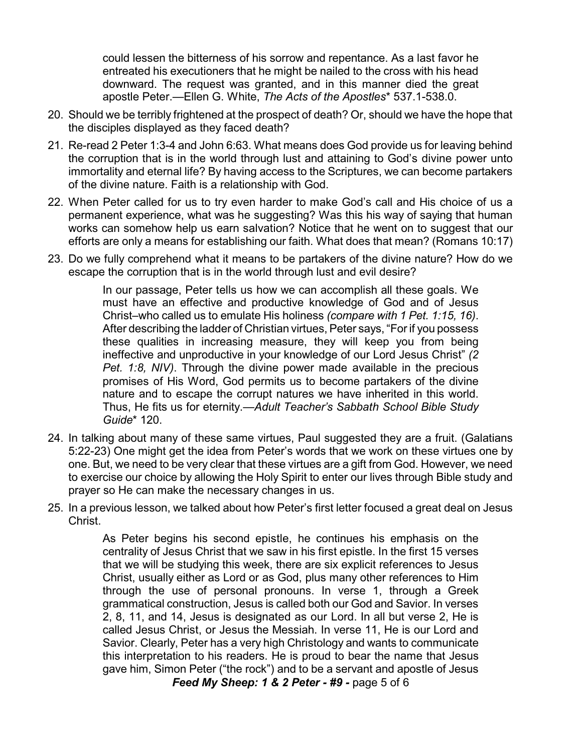could lessen the bitterness of his sorrow and repentance. As a last favor he entreated his executioners that he might be nailed to the cross with his head downward. The request was granted, and in this manner died the great apostle Peter.—Ellen G. White, *The Acts of the Apostles** 537.1-538.0.

20. Should we be terribly frightened at the prospect of death? Or, should we have the hope that the disciples displayed as they faced death?
21. Re-read 2 Peter 1:3-4 and John 6:63. What means does God provide us for leaving behind the corruption that is in the world through lust and attaining to God's divine power unto immortality and eternal life? By having access to the Scriptures, we can become partakers of the divine nature. Faith is a relationship with God.
22. When Peter called for us to try even harder to make God's call and His choice of us a permanent experience, what was he suggesting? Was this his way of saying that human works can somehow help us earn salvation? Notice that he went on to suggest that our efforts are only a means for establishing our faith. What does that mean? (Romans 10:17)
23. Do we fully comprehend what it means to be partakers of the divine nature? How do we escape the corruption that is in the world through lust and evil desire?

> In our passage, Peter tells us how we can accomplish all these goals. We must have an effective and productive knowledge of God and of Jesus Christ–who called us to emulate His holiness *(compare with 1 Pet. 1:15, 16)*. After describing the ladder of Christian virtues, Peter says, "For if you possess these qualities in increasing measure, they will keep you from being ineffective and unproductive in your knowledge of our Lord Jesus Christ" *(2 Pet. 1:8, NIV)*. Through the divine power made available in the precious promises of His Word, God permits us to become partakers of the divine nature and to escape the corrupt natures we have inherited in this world. Thus, He fits us for eternity.—*Adult Teacher's Sabbath School Bible Study Guide** 120.

24. In talking about many of these same virtues, Paul suggested they are a fruit. (Galatians 5:22-23) One might get the idea from Peter's words that we work on these virtues one by one. But, we need to be very clear that these virtues are a gift from God. However, we need to exercise our choice by allowing the Holy Spirit to enter our lives through Bible study and prayer so He can make the necessary changes in us.
25. In a previous lesson, we talked about how Peter's first letter focused a great deal on Jesus Christ.

> As Peter begins his second epistle, he continues his emphasis on the centrality of Jesus Christ that we saw in his first epistle. In the first 15 verses that we will be studying this week, there are six explicit references to Jesus Christ, usually either as Lord or as God, plus many other references to Him through the use of personal pronouns. In verse 1, through a Greek grammatical construction, Jesus is called both our God and Savior. In verses 2, 8, 11, and 14, Jesus is designated as our Lord. In all but verse 2, He is called Jesus Christ, or Jesus the Messiah. In verse 11, He is our Lord and Savior. Clearly, Peter has a very high Christology and wants to communicate this interpretation to his readers. He is proud to bear the name that Jesus gave him, Simon Peter ("the rock") and to be a servant and apostle of Jesus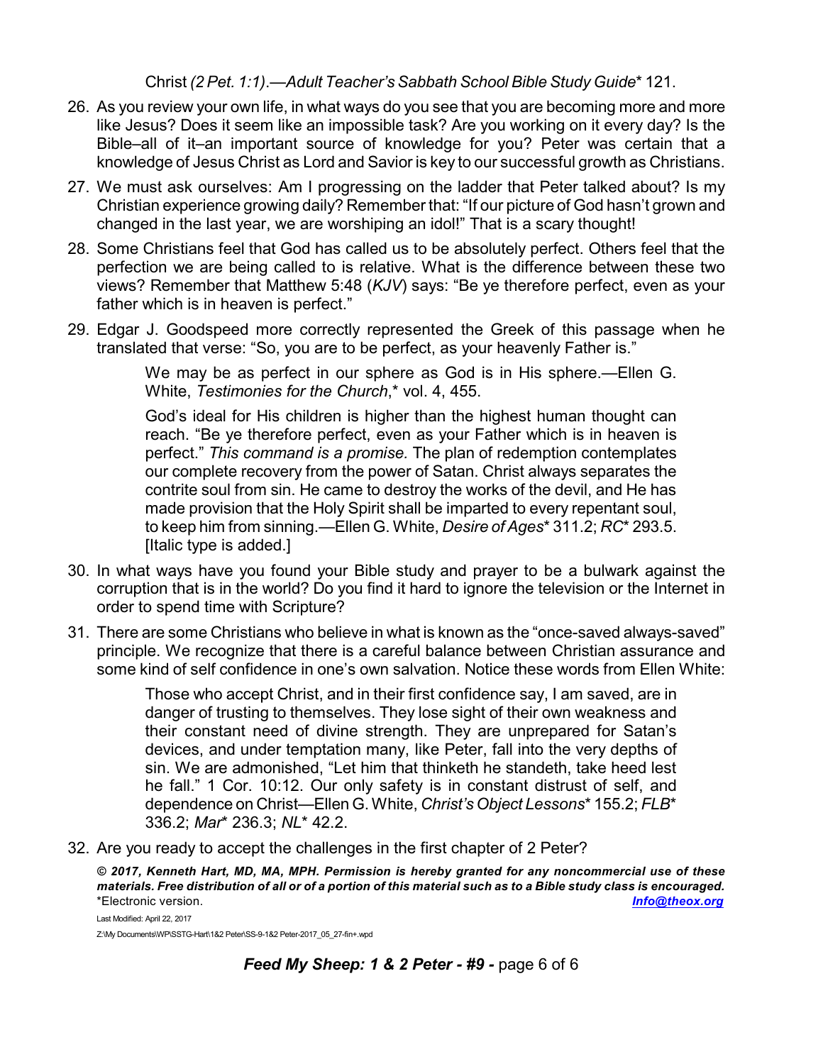Christ *(2 Pet. 1:1)*.—*Adult Teacher's Sabbath School Bible Study Guide** 121.

26. As you review your own life, in what ways do you see that you are becoming more and more like Jesus? Does it seem like an impossible task? Are you working on it every day? Is the Bible–all of it–an important source of knowledge for you? Peter was certain that a knowledge of Jesus Christ as Lord and Savior is key to our successful growth as Christians.

27. We must ask ourselves: Am I progressing on the ladder that Peter talked about? Is my Christian experience growing daily? Remember that: "If our picture of God hasn't grown and changed in the last year, we are worshiping an idol!" That is a scary thought!

28. Some Christians feel that God has called us to be absolutely perfect. Others feel that the perfection we are being called to is relative. What is the difference between these two views? Remember that Matthew 5:48 (*KJV*) says: "Be ye therefore perfect, even as your father which is in heaven is perfect."

29. Edgar J. Goodspeed more correctly represented the Greek of this passage when he translated that verse: "So, you are to be perfect, as your heavenly Father is."

    > We may be as perfect in our sphere as God is in His sphere.—Ellen G. White, *Testimonies for the Church*,* vol. 4, 455.

    > God's ideal for His children is higher than the highest human thought can reach. "Be ye therefore perfect, even as your Father which is in heaven is perfect." *This command is a promise.* The plan of redemption contemplates our complete recovery from the power of Satan. Christ always separates the contrite soul from sin. He came to destroy the works of the devil, and He has made provision that the Holy Spirit shall be imparted to every repentant soul, to keep him from sinning.—Ellen G. White, *Desire of Ages** 311.2; *RC** 293.5. [Italic type is added.]

30. In what ways have you found your Bible study and prayer to be a bulwark against the corruption that is in the world? Do you find it hard to ignore the television or the Internet in order to spend time with Scripture?

31. There are some Christians who believe in what is known as the "once-saved always-saved" principle. We recognize that there is a careful balance between Christian assurance and some kind of self confidence in one's own salvation. Notice these words from Ellen White:

    > Those who accept Christ, and in their first confidence say, I am saved, are in danger of trusting to themselves. They lose sight of their own weakness and their constant need of divine strength. They are unprepared for Satan's devices, and under temptation many, like Peter, fall into the very depths of sin. We are admonished, "Let him that thinketh he standeth, take heed lest he fall." 1 Cor. 10:12. Our only safety is in constant distrust of self, and dependence on Christ—Ellen G. White, *Christ's Object Lessons** 155.2; *FLB** 336.2; *Mar** 236.3; *NL** 42.2.

32. Are you ready to accept the challenges in the first chapter of 2 Peter?

***© 2017, Kenneth Hart, MD, MA, MPH. Permission is hereby granted for any noncommercial use of these materials. Free distribution of all or of a portion of this material such as to a Bible study class is encouraged.***
*Electronic version. ***Info@theox.org***

Last Modified: April 22, 2017
Z:\My Documents\WP\SSTG-Hart\1&2 Peter\SS-9-1&2 Peter-2017_05_27-fin+.wpd